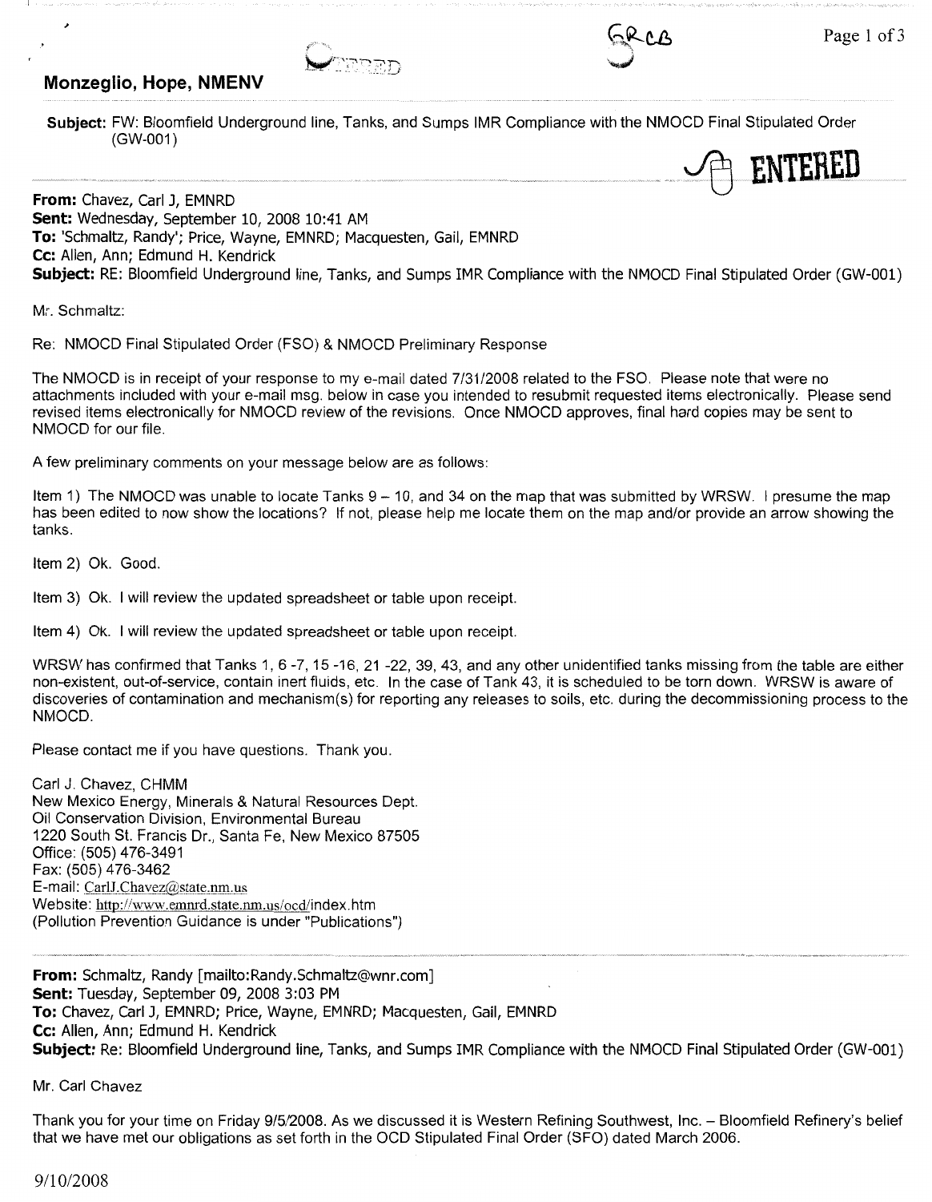**Monzeglio, Hope, NMENV**

**Subject:** FW: Bloomfield Underground line, Tanks, and Sumps IMR Compliance with the NMOCD Final Stipulated Order (GW-001)

ENTERED

---

**From:** Chavez, Carl J, EMNRD
**Sent:** Wednesday, September 10, 2008 10:41 AM
**To:** 'Schmaltz, Randy'; Price, Wayne, EMNRD; Macquesten, Gail, EMNRD
**Cc:** Allen, Ann; Edmund H. Kendrick
**Subject:** RE: Bloomfield Underground line, Tanks, and Sumps IMR Compliance with the NMOCD Final Stipulated Order (GW-001)

Mr. Schmaltz:

Re: NMOCD Final Stipulated Order (FSO) & NMOCD Preliminary Response

The NMOCD is in receipt of your response to my e-mail dated 7/31/2008 related to the FSO. Please note that were no attachments included with your e-mail msg. below in case you intended to resubmit requested items electronically. Please send revised items electronically for NMOCD review of the revisions. Once NMOCD approves, final hard copies may be sent to NMOCD for our file.

A few preliminary comments on your message below are as follows:

Item 1) The NMOCD was unable to locate Tanks 9 – 10, and 34 on the map that was submitted by WRSW. I presume the map has been edited to now show the locations? If not, please help me locate them on the map and/or provide an arrow showing the tanks.

Item 2) Ok. Good.

Item 3) Ok. I will review the updated spreadsheet or table upon receipt.

Item 4) Ok. I will review the updated spreadsheet or table upon receipt.

WRSW has confirmed that Tanks 1, 6 -7, 15 -16, 21 -22, 39, 43, and any other unidentified tanks missing from the table are either non-existent, out-of-service, contain inert fluids, etc. In the case of Tank 43, it is scheduled to be torn down. WRSW is aware of discoveries of contamination and mechanism(s) for reporting any releases to soils, etc. during the decommissioning process to the NMOCD.

Please contact me if you have questions. Thank you.

Carl J. Chavez, CHMM
New Mexico Energy, Minerals & Natural Resources Dept.
Oil Conservation Division, Environmental Bureau
1220 South St. Francis Dr., Santa Fe, New Mexico 87505
Office: (505) 476-3491
Fax: (505) 476-3462
E-mail: CarlJ.Chavez@state.nm.us
Website: http://www.emnrd.state.nm.us/ocd/index.htm
(Pollution Prevention Guidance is under "Publications")

---

**From:** Schmaltz, Randy [mailto:Randy.Schmaltz@wnr.com]
**Sent:** Tuesday, September 09, 2008 3:03 PM
**To:** Chavez, Carl J, EMNRD; Price, Wayne, EMNRD; Macquesten, Gail, EMNRD
**Cc:** Allen, Ann; Edmund H. Kendrick
**Subject:** Re: Bloomfield Underground line, Tanks, and Sumps IMR Compliance with the NMOCD Final Stipulated Order (GW-001)

Mr. Carl Chavez

Thank you for your time on Friday 9/5/2008. As we discussed it is Western Refining Southwest, Inc. – Bloomfield Refinery's belief that we have met our obligations as set forth in the OCD Stipulated Final Order (SFO) dated March 2006.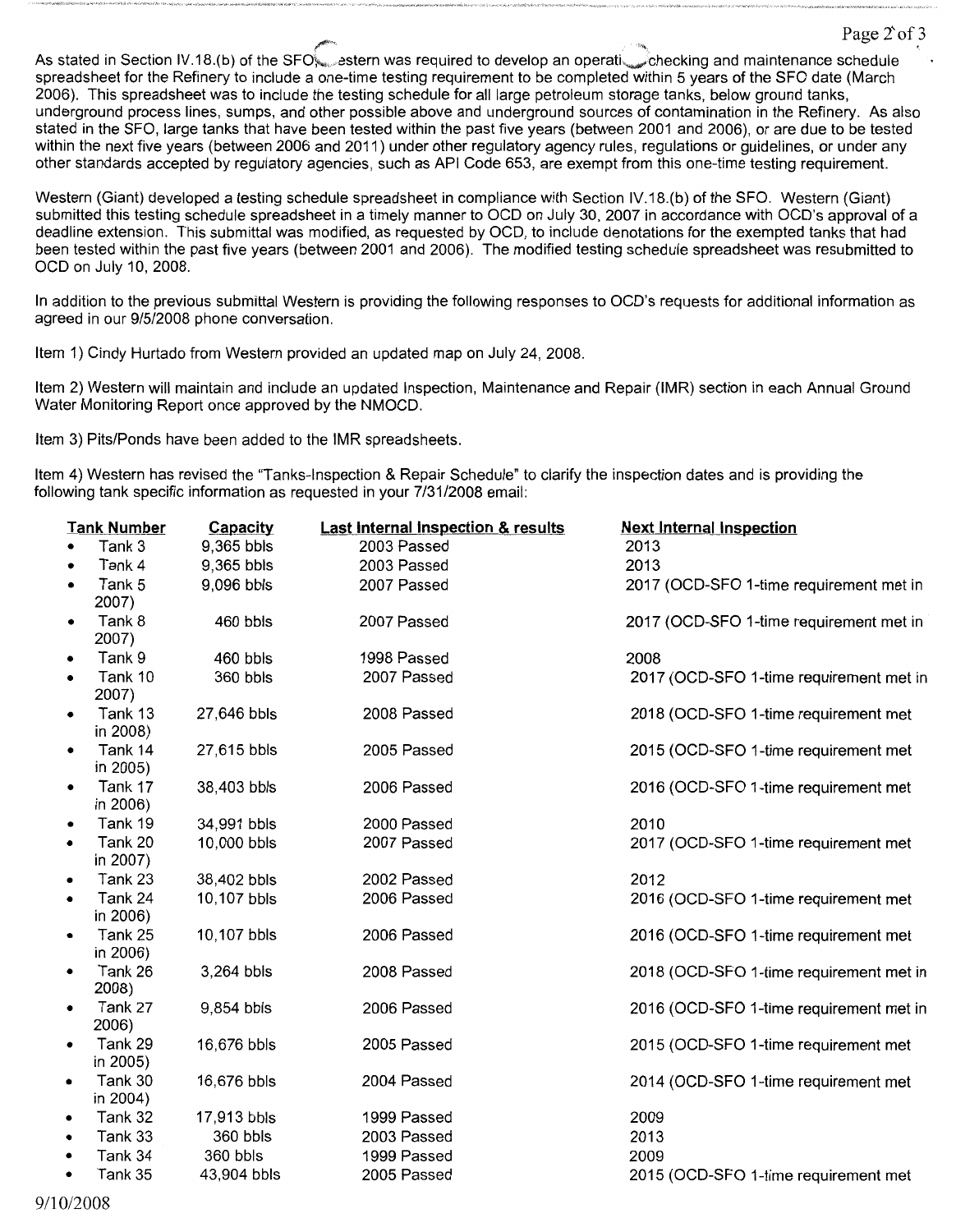As stated in Section IV.18.(b) of the SFO, Western was required to develop an operating checking and maintenance schedule spreadsheet for the Refinery to include a one-time testing requirement to be completed within 5 years of the SFO date (March 2006). This spreadsheet was to include the testing schedule for all large petroleum storage tanks, below ground tanks, underground process lines, sumps, and other possible above and underground sources of contamination in the Refinery. As also stated in the SFO, large tanks that have been tested within the past five years (between 2001 and 2006), or are due to be tested within the next five years (between 2006 and 2011) under other regulatory agency rules, regulations or guidelines, or under any other standards accepted by regulatory agencies, such as API Code 653, are exempt from this one-time testing requirement.

Western (Giant) developed a testing schedule spreadsheet in compliance with Section IV.18.(b) of the SFO. Western (Giant) submitted this testing schedule spreadsheet in a timely manner to OCD on July 30, 2007 in accordance with OCD's approval of a deadline extension. This submittal was modified, as requested by OCD, to include denotations for the exempted tanks that had been tested within the past five years (between 2001 and 2006). The modified testing schedule spreadsheet was resubmitted to OCD on July 10, 2008.

In addition to the previous submittal Western is providing the following responses to OCD's requests for additional information as agreed in our 9/5/2008 phone conversation.

Item 1) Cindy Hurtado from Western provided an updated map on July 24, 2008.

Item 2) Western will maintain and include an updated Inspection, Maintenance and Repair (IMR) section in each Annual Ground Water Monitoring Report once approved by the NMOCD.

Item 3) Pits/Ponds have been added to the IMR spreadsheets.

Item 4) Western has revised the "Tanks-Inspection & Repair Schedule" to clarify the inspection dates and is providing the following tank specific information as requested in your 7/31/2008 email:

| Tank Number | Capacity | Last Internal Inspection & results | Next Internal Inspection |
|---|---|---|---|
| Tank 3 | 9,365 bbls | 2003 Passed | 2013 |
| Tank 4 | 9,365 bbls | 2003 Passed | 2013 |
| Tank 5 | 9,096 bbls | 2007 Passed | 2017 (OCD-SFO 1-time requirement met in 2007) |
| Tank 8 | 460 bbls | 2007 Passed | 2017 (OCD-SFO 1-time requirement met in 2007) |
| Tank 9 | 460 bbls | 1998 Passed | 2008 |
| Tank 10 | 360 bbls | 2007 Passed | 2017 (OCD-SFO 1-time requirement met in 2007) |
| Tank 13 | 27,646 bbls | 2008 Passed | 2018 (OCD-SFO 1-time requirement met in 2008) |
| Tank 14 | 27,615 bbls | 2005 Passed | 2015 (OCD-SFO 1-time requirement met in 2005) |
| Tank 17 | 38,403 bbls | 2006 Passed | 2016 (OCD-SFO 1-time requirement met in 2006) |
| Tank 19 | 34,991 bbls | 2000 Passed | 2010 |
| Tank 20 | 10,000 bbls | 2007 Passed | 2017 (OCD-SFO 1-time requirement met in 2007) |
| Tank 23 | 38,402 bbls | 2002 Passed | 2012 |
| Tank 24 | 10,107 bbls | 2006 Passed | 2016 (OCD-SFO 1-time requirement met in 2006) |
| Tank 25 | 10,107 bbls | 2006 Passed | 2016 (OCD-SFO 1-time requirement met in 2006) |
| Tank 26 | 3,264 bbls | 2008 Passed | 2018 (OCD-SFO 1-time requirement met in 2008) |
| Tank 27 | 9,854 bbls | 2006 Passed | 2016 (OCD-SFO 1-time requirement met in 2006) |
| Tank 29 | 16,676 bbls | 2005 Passed | 2015 (OCD-SFO 1-time requirement met in 2005) |
| Tank 30 | 16,676 bbls | 2004 Passed | 2014 (OCD-SFO 1-time requirement met in 2004) |
| Tank 32 | 17,913 bbls | 1999 Passed | 2009 |
| Tank 33 | 360 bbls | 2003 Passed | 2013 |
| Tank 34 | 360 bbls | 1999 Passed | 2009 |
| Tank 35 | 43,904 bbls | 2005 Passed | 2015 (OCD-SFO 1-time requirement met |

9/10/2008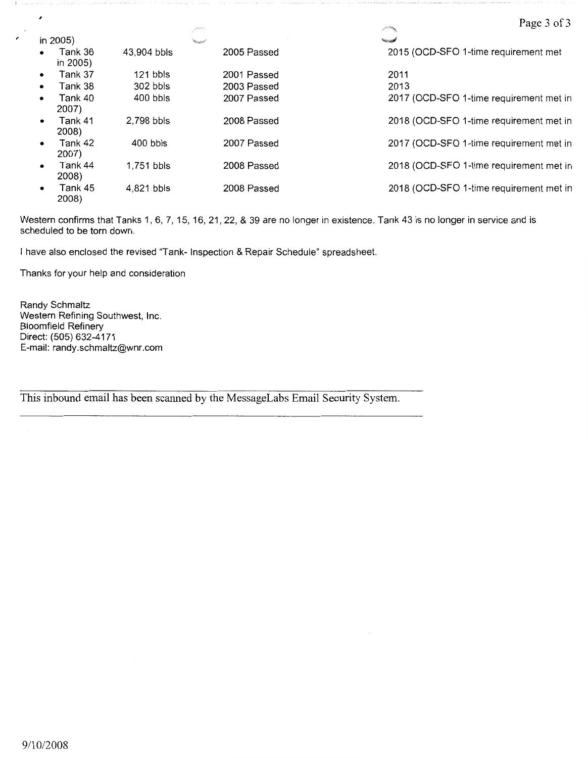in 2005)

- Tank 36 &nbsp;&nbsp; 43,904 bbls &nbsp;&nbsp; 2005 Passed &nbsp;&nbsp; 2015 (OCD-SFO 1-time requirement met in 2005)
- Tank 37 &nbsp;&nbsp; 121 bbls &nbsp;&nbsp; 2001 Passed &nbsp;&nbsp; 2011
- Tank 38 &nbsp;&nbsp; 302 bbls &nbsp;&nbsp; 2003 Passed &nbsp;&nbsp; 2013
- Tank 40 &nbsp;&nbsp; 400 bbls &nbsp;&nbsp; 2007 Passed &nbsp;&nbsp; 2017 (OCD-SFO 1-time requirement met in 2007)
- Tank 41 &nbsp;&nbsp; 2,798 bbls &nbsp;&nbsp; 2008 Passed &nbsp;&nbsp; 2018 (OCD-SFO 1-time requirement met in 2008)
- Tank 42 &nbsp;&nbsp; 400 bbls &nbsp;&nbsp; 2007 Passed &nbsp;&nbsp; 2017 (OCD-SFO 1-time requirement met in 2007)
- Tank 44 &nbsp;&nbsp; 1,751 bbls &nbsp;&nbsp; 2008 Passed &nbsp;&nbsp; 2018 (OCD-SFO 1-time requirement met in 2008)
- Tank 45 &nbsp;&nbsp; 4,821 bbls &nbsp;&nbsp; 2008 Passed &nbsp;&nbsp; 2018 (OCD-SFO 1-time requirement met in 2008)

Western confirms that Tanks 1, 6, 7, 15, 16, 21, 22, & 39 are no longer in existence. Tank 43 is no longer in service and is scheduled to be torn down.

I have also enclosed the revised "Tank- Inspection & Repair Schedule" spreadsheet.

Thanks for your help and consideration

Randy Schmaltz
Western Refining Southwest, Inc.
Bloomfield Refinery
Direct: (505) 632-4171
E-mail: randy.schmaltz@wnr.com

---

This inbound email has been scanned by the MessageLabs Email Security System.

---

9/10/2008